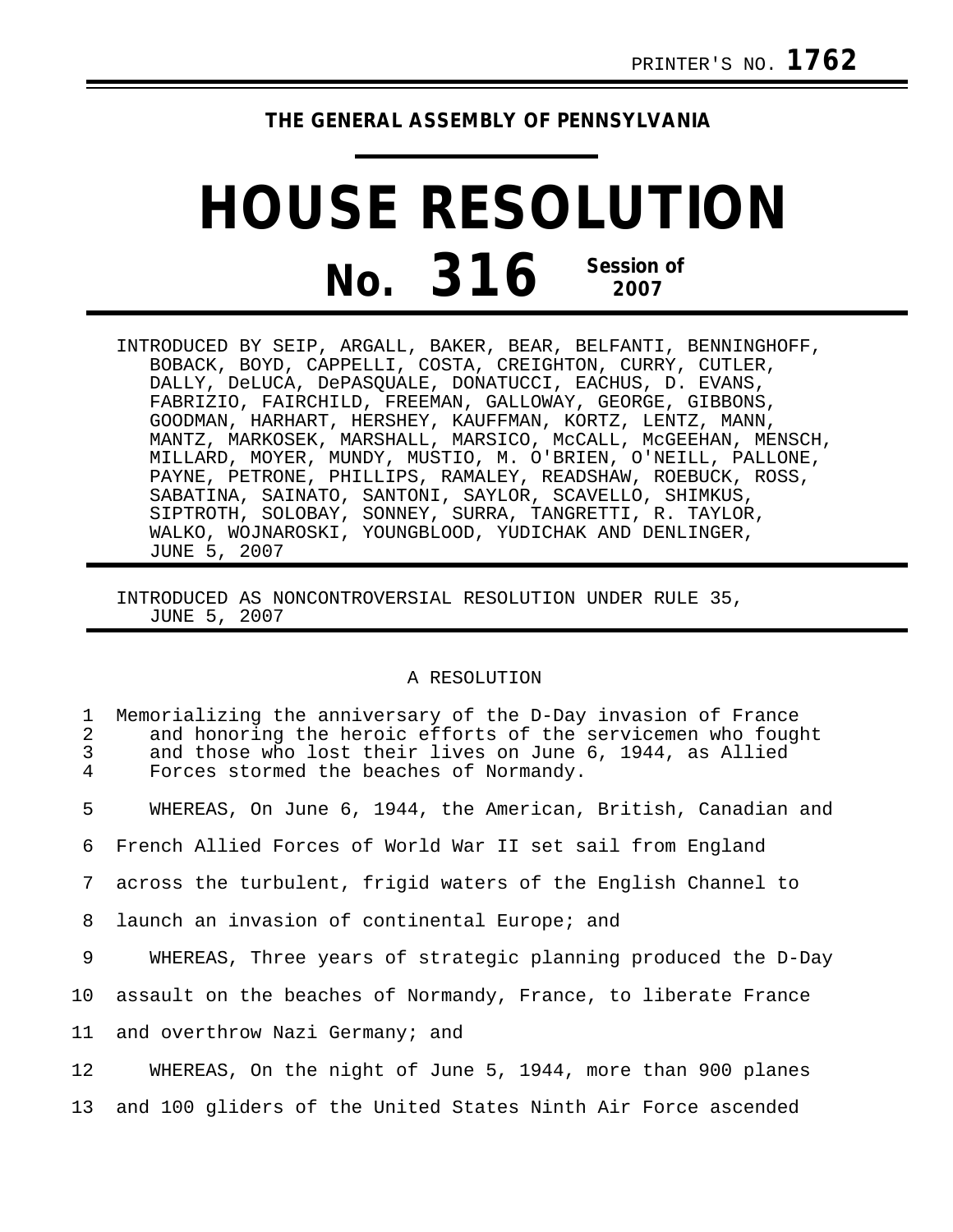PRINTER'S NO. **1762**

**THE GENERAL ASSEMBLY OF PENNSYLVANIA**

# HOUSE RESOLUTION

# No. 316 Session of 2007

INTRODUCED BY SEIP, ARGALL, BAKER, BEAR, BELFANTI, BENNINGHOFF, BOBACK, BOYD, CAPPELLI, COSTA, CREIGHTON, CURRY, CUTLER, DALLY, DeLUCA, DePASQUALE, DONATUCCI, EACHUS, D. EVANS, FABRIZIO, FAIRCHILD, FREEMAN, GALLOWAY, GEORGE, GIBBONS, GOODMAN, HARHART, HERSHEY, KAUFFMAN, KORTZ, LENTZ, MANN, MANTZ, MARKOSEK, MARSHALL, MARSICO, McCALL, McGEEHAN, MENSCH, MILLARD, MOYER, MUNDY, MUSTIO, M. O'BRIEN, O'NEILL, PALLONE, PAYNE, PETRONE, PHILLIPS, RAMALEY, READSHAW, ROEBUCK, ROSS, SABATINA, SAINATO, SANTONI, SAYLOR, SCAVELLO, SHIMKUS, SIPTROTH, SOLOBAY, SONNEY, SURRA, TANGRETTI, R. TAYLOR, WALKO, WOJNAROSKI, YOUNGBLOOD, YUDICHAK AND DENLINGER, JUNE 5, 2007

INTRODUCED AS NONCONTROVERSIAL RESOLUTION UNDER RULE 35, JUNE 5, 2007

A RESOLUTION

Memorializing the anniversary of the D-Day invasion of France and honoring the heroic efforts of the servicemen who fought and those who lost their lives on June 6, 1944, as Allied Forces stormed the beaches of Normandy.

WHEREAS, On June 6, 1944, the American, British, Canadian and French Allied Forces of World War II set sail from England across the turbulent, frigid waters of the English Channel to launch an invasion of continental Europe; and

WHEREAS, Three years of strategic planning produced the D-Day assault on the beaches of Normandy, France, to liberate France and overthrow Nazi Germany; and

WHEREAS, On the night of June 5, 1944, more than 900 planes and 100 gliders of the United States Ninth Air Force ascended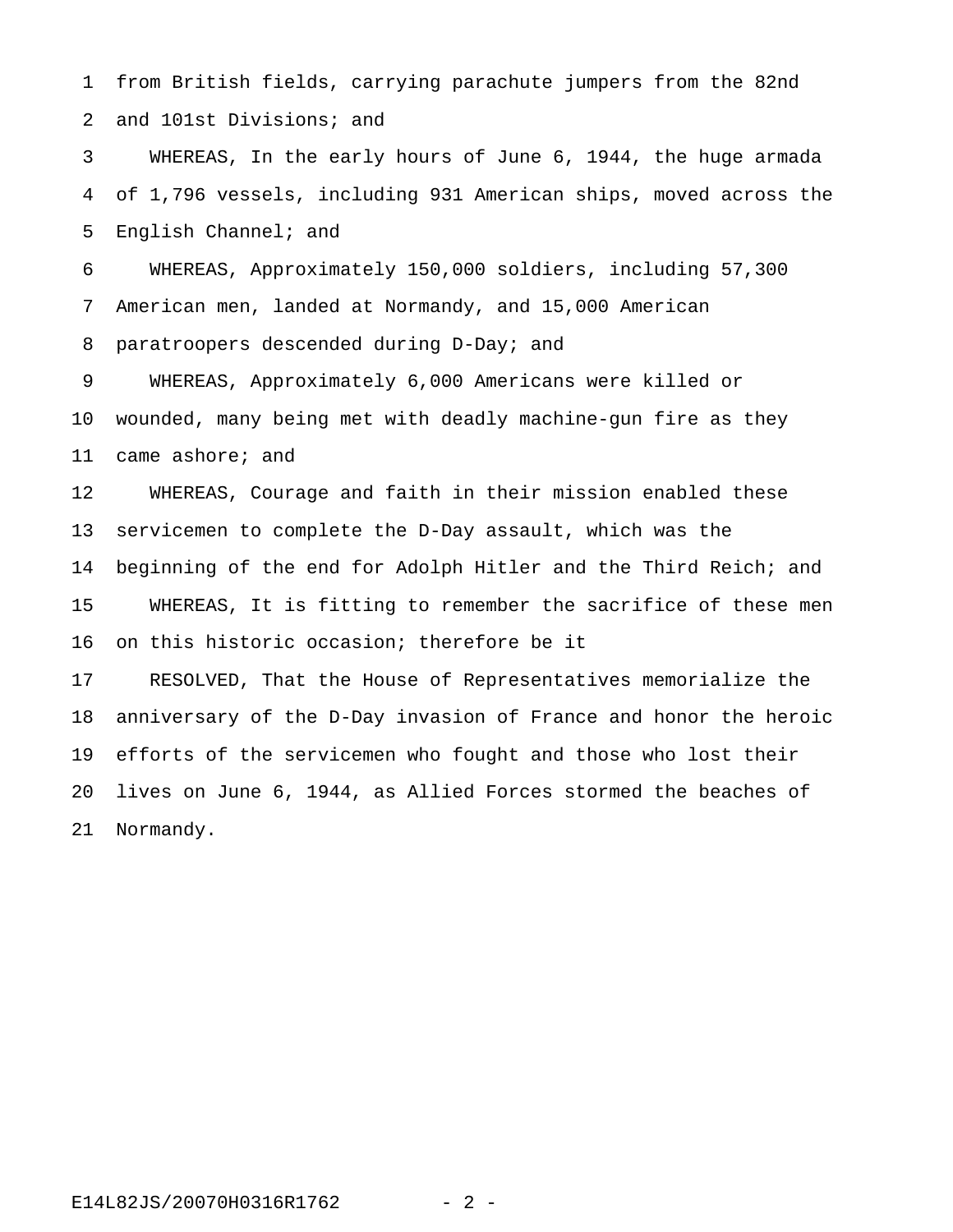from British fields, carrying parachute jumpers from the 82nd and 101st Divisions; and

WHEREAS, In the early hours of June 6, 1944, the huge armada of 1,796 vessels, including 931 American ships, moved across the English Channel; and

WHEREAS, Approximately 150,000 soldiers, including 57,300 American men, landed at Normandy, and 15,000 American paratroopers descended during D-Day; and

WHEREAS, Approximately 6,000 Americans were killed or wounded, many being met with deadly machine-gun fire as they came ashore; and

WHEREAS, Courage and faith in their mission enabled these servicemen to complete the D-Day assault, which was the beginning of the end for Adolph Hitler and the Third Reich; and

WHEREAS, It is fitting to remember the sacrifice of these men on this historic occasion; therefore be it

RESOLVED, That the House of Representatives memorialize the anniversary of the D-Day invasion of France and honor the heroic efforts of the servicemen who fought and those who lost their lives on June 6, 1944, as Allied Forces stormed the beaches of Normandy.

E14L82JS/20070H0316R1762